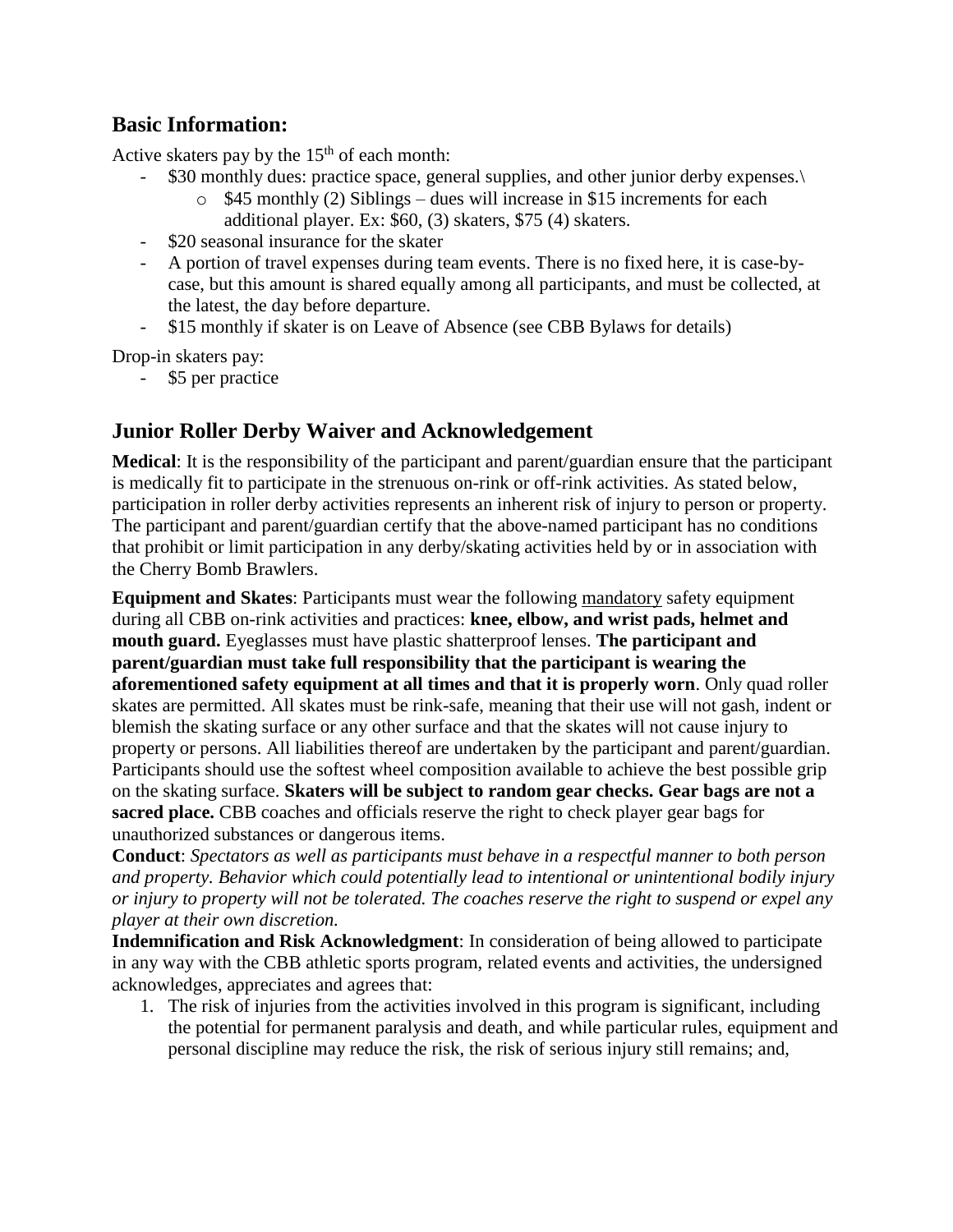## Basic Information:

Active skaters pay by the 15th of each month:

- $30 monthly dues: practice space, general supplies, and other junior derby expenses.\
  - $45 monthly (2) Siblings – dues will increase in $15 increments for each additional player. Ex: $60, (3) skaters, $75 (4) skaters.
- $20 seasonal insurance for the skater
- A portion of travel expenses during team events. There is no fixed here, it is case-by-case, but this amount is shared equally among all participants, and must be collected, at the latest, the day before departure.
- $15 monthly if skater is on Leave of Absence (see CBB Bylaws for details)

Drop-in skaters pay:

- $5 per practice

## Junior Roller Derby Waiver and Acknowledgement

**Medical**: It is the responsibility of the participant and parent/guardian ensure that the participant is medically fit to participate in the strenuous on-rink or off-rink activities. As stated below, participation in roller derby activities represents an inherent risk of injury to person or property. The participant and parent/guardian certify that the above-named participant has no conditions that prohibit or limit participation in any derby/skating activities held by or in association with the Cherry Bomb Brawlers.

**Equipment and Skates**: Participants must wear the following mandatory safety equipment during all CBB on-rink activities and practices: **knee, elbow, and wrist pads, helmet and mouth guard.** Eyeglasses must have plastic shatterproof lenses. **The participant and parent/guardian must take full responsibility that the participant is wearing the aforementioned safety equipment at all times and that it is properly worn**. Only quad roller skates are permitted. All skates must be rink-safe, meaning that their use will not gash, indent or blemish the skating surface or any other surface and that the skates will not cause injury to property or persons. All liabilities thereof are undertaken by the participant and parent/guardian. Participants should use the softest wheel composition available to achieve the best possible grip on the skating surface. **Skaters will be subject to random gear checks. Gear bags are not a sacred place.** CBB coaches and officials reserve the right to check player gear bags for unauthorized substances or dangerous items.

**Conduct**: *Spectators as well as participants must behave in a respectful manner to both person and property. Behavior which could potentially lead to intentional or unintentional bodily injury or injury to property will not be tolerated. The coaches reserve the right to suspend or expel any player at their own discretion.*

**Indemnification and Risk Acknowledgment**: In consideration of being allowed to participate in any way with the CBB athletic sports program, related events and activities, the undersigned acknowledges, appreciates and agrees that:

1. The risk of injuries from the activities involved in this program is significant, including the potential for permanent paralysis and death, and while particular rules, equipment and personal discipline may reduce the risk, the risk of serious injury still remains; and,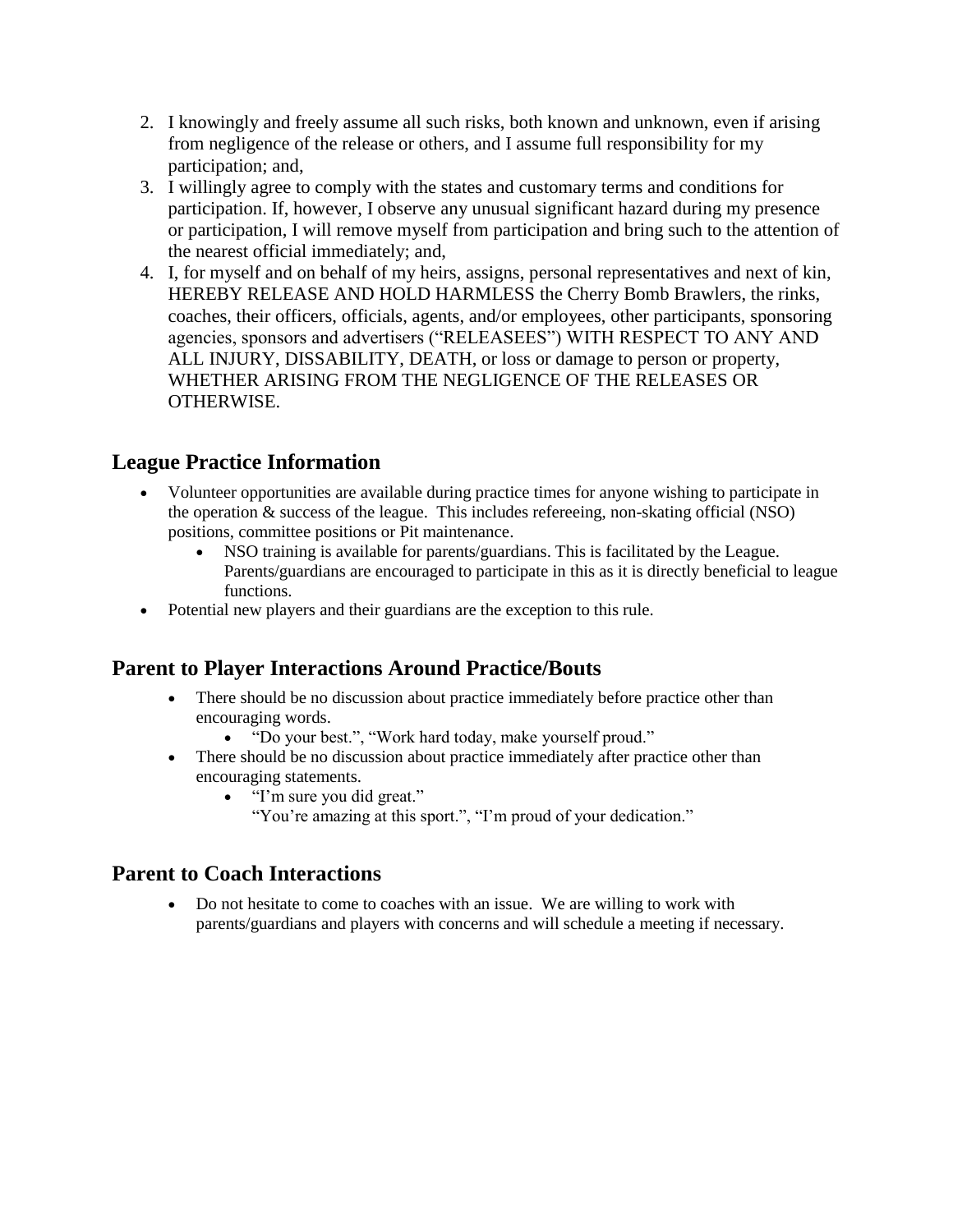2. I knowingly and freely assume all such risks, both known and unknown, even if arising from negligence of the release or others, and I assume full responsibility for my participation; and,
3. I willingly agree to comply with the states and customary terms and conditions for participation. If, however, I observe any unusual significant hazard during my presence or participation, I will remove myself from participation and bring such to the attention of the nearest official immediately; and,
4. I, for myself and on behalf of my heirs, assigns, personal representatives and next of kin, HEREBY RELEASE AND HOLD HARMLESS the Cherry Bomb Brawlers, the rinks, coaches, their officers, officials, agents, and/or employees, other participants, sponsoring agencies, sponsors and advertisers ("RELEASEES") WITH RESPECT TO ANY AND ALL INJURY, DISSABILITY, DEATH, or loss or damage to person or property, WHETHER ARISING FROM THE NEGLIGENCE OF THE RELEASES OR OTHERWISE.

## League Practice Information

- Volunteer opportunities are available during practice times for anyone wishing to participate in the operation & success of the league. This includes refereeing, non-skating official (NSO) positions, committee positions or Pit maintenance.
  - NSO training is available for parents/guardians. This is facilitated by the League. Parents/guardians are encouraged to participate in this as it is directly beneficial to league functions.
- Potential new players and their guardians are the exception to this rule.

## Parent to Player Interactions Around Practice/Bouts

- There should be no discussion about practice immediately before practice other than encouraging words.
  - "Do your best.", "Work hard today, make yourself proud."
- There should be no discussion about practice immediately after practice other than encouraging statements.
  - "I'm sure you did great."
    "You're amazing at this sport.", "I'm proud of your dedication."

## Parent to Coach Interactions

- Do not hesitate to come to coaches with an issue. We are willing to work with parents/guardians and players with concerns and will schedule a meeting if necessary.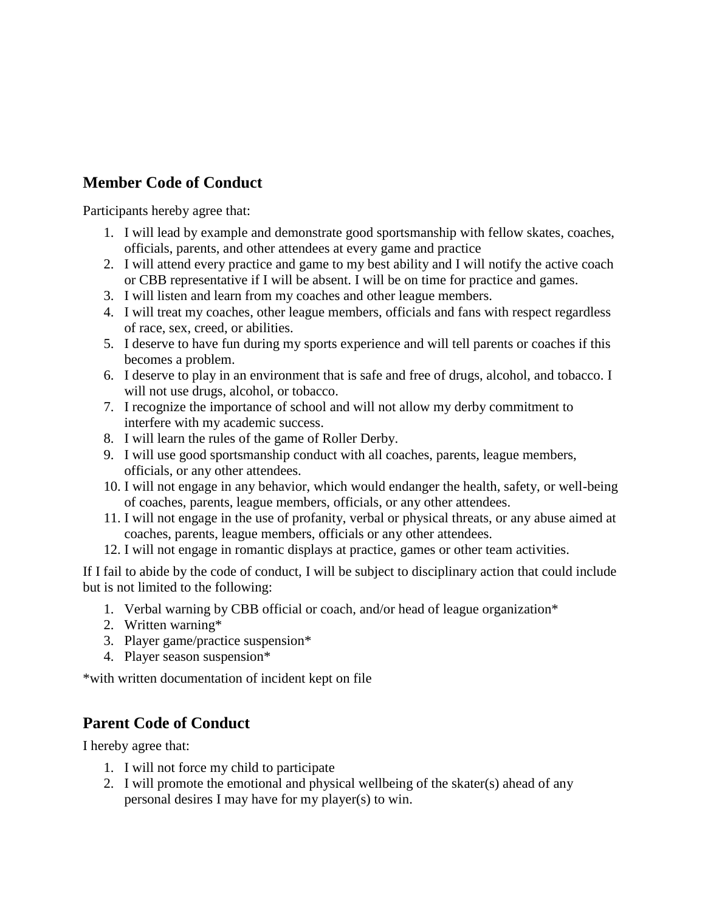## Member Code of Conduct

Participants hereby agree that:

1. I will lead by example and demonstrate good sportsmanship with fellow skates, coaches, officials, parents, and other attendees at every game and practice
2. I will attend every practice and game to my best ability and I will notify the active coach or CBB representative if I will be absent. I will be on time for practice and games.
3. I will listen and learn from my coaches and other league members.
4. I will treat my coaches, other league members, officials and fans with respect regardless of race, sex, creed, or abilities.
5. I deserve to have fun during my sports experience and will tell parents or coaches if this becomes a problem.
6. I deserve to play in an environment that is safe and free of drugs, alcohol, and tobacco. I will not use drugs, alcohol, or tobacco.
7. I recognize the importance of school and will not allow my derby commitment to interfere with my academic success.
8. I will learn the rules of the game of Roller Derby.
9. I will use good sportsmanship conduct with all coaches, parents, league members, officials, or any other attendees.
10. I will not engage in any behavior, which would endanger the health, safety, or well-being of coaches, parents, league members, officials, or any other attendees.
11. I will not engage in the use of profanity, verbal or physical threats, or any abuse aimed at coaches, parents, league members, officials or any other attendees.
12. I will not engage in romantic displays at practice, games or other team activities.

If I fail to abide by the code of conduct, I will be subject to disciplinary action that could include but is not limited to the following:

1. Verbal warning by CBB official or coach, and/or head of league organization*
2. Written warning*
3. Player game/practice suspension*
4. Player season suspension*

*with written documentation of incident kept on file

## Parent Code of Conduct

I hereby agree that:

1. I will not force my child to participate
2. I will promote the emotional and physical wellbeing of the skater(s) ahead of any personal desires I may have for my player(s) to win.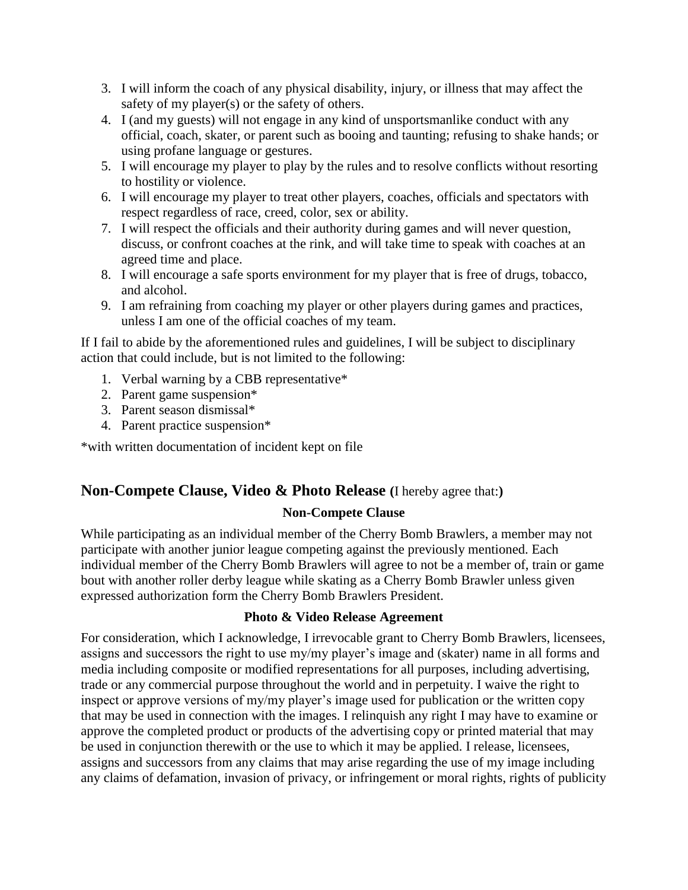3. I will inform the coach of any physical disability, injury, or illness that may affect the safety of my player(s) or the safety of others.
4. I (and my guests) will not engage in any kind of unsportsmanlike conduct with any official, coach, skater, or parent such as booing and taunting; refusing to shake hands; or using profane language or gestures.
5. I will encourage my player to play by the rules and to resolve conflicts without resorting to hostility or violence.
6. I will encourage my player to treat other players, coaches, officials and spectators with respect regardless of race, creed, color, sex or ability.
7. I will respect the officials and their authority during games and will never question, discuss, or confront coaches at the rink, and will take time to speak with coaches at an agreed time and place.
8. I will encourage a safe sports environment for my player that is free of drugs, tobacco, and alcohol.
9. I am refraining from coaching my player or other players during games and practices, unless I am one of the official coaches of my team.

If I fail to abide by the aforementioned rules and guidelines, I will be subject to disciplinary action that could include, but is not limited to the following:

1. Verbal warning by a CBB representative*
2. Parent game suspension*
3. Parent season dismissal*
4. Parent practice suspension*

*with written documentation of incident kept on file

## Non-Compete Clause, Video & Photo Release (I hereby agree that:)

**Non-Compete Clause**

While participating as an individual member of the Cherry Bomb Brawlers, a member may not participate with another junior league competing against the previously mentioned. Each individual member of the Cherry Bomb Brawlers will agree to not be a member of, train or game bout with another roller derby league while skating as a Cherry Bomb Brawler unless given expressed authorization form the Cherry Bomb Brawlers President.

**Photo & Video Release Agreement**

For consideration, which I acknowledge, I irrevocable grant to Cherry Bomb Brawlers, licensees, assigns and successors the right to use my/my player's image and (skater) name in all forms and media including composite or modified representations for all purposes, including advertising, trade or any commercial purpose throughout the world and in perpetuity. I waive the right to inspect or approve versions of my/my player's image used for publication or the written copy that may be used in connection with the images. I relinquish any right I may have to examine or approve the completed product or products of the advertising copy or printed material that may be used in conjunction therewith or the use to which it may be applied. I release, licensees, assigns and successors from any claims that may arise regarding the use of my image including any claims of defamation, invasion of privacy, or infringement or moral rights, rights of publicity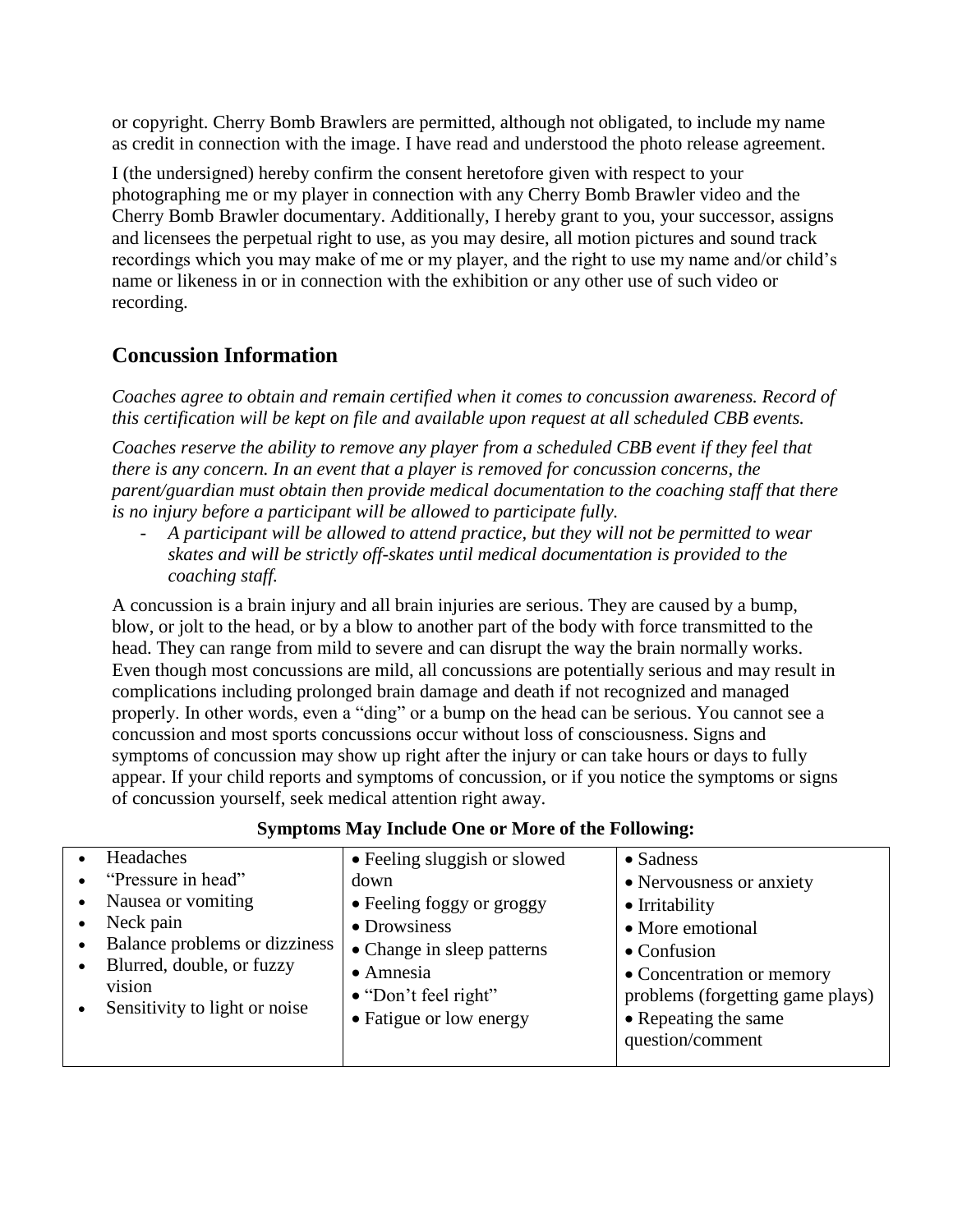or copyright. Cherry Bomb Brawlers are permitted, although not obligated, to include my name as credit in connection with the image. I have read and understood the photo release agreement.

I (the undersigned) hereby confirm the consent heretofore given with respect to your photographing me or my player in connection with any Cherry Bomb Brawler video and the Cherry Bomb Brawler documentary. Additionally, I hereby grant to you, your successor, assigns and licensees the perpetual right to use, as you may desire, all motion pictures and sound track recordings which you may make of me or my player, and the right to use my name and/or child's name or likeness in or in connection with the exhibition or any other use of such video or recording.

## Concussion Information

*Coaches agree to obtain and remain certified when it comes to concussion awareness. Record of this certification will be kept on file and available upon request at all scheduled CBB events.*

*Coaches reserve the ability to remove any player from a scheduled CBB event if they feel that there is any concern. In an event that a player is removed for concussion concerns, the parent/guardian must obtain then provide medical documentation to the coaching staff that there is no injury before a participant will be allowed to participate fully.*

- *A participant will be allowed to attend practice, but they will not be permitted to wear skates and will be strictly off-skates until medical documentation is provided to the coaching staff.*

A concussion is a brain injury and all brain injuries are serious. They are caused by a bump, blow, or jolt to the head, or by a blow to another part of the body with force transmitted to the head. They can range from mild to severe and can disrupt the way the brain normally works. Even though most concussions are mild, all concussions are potentially serious and may result in complications including prolonged brain damage and death if not recognized and managed properly. In other words, even a "ding" or a bump on the head can be serious. You cannot see a concussion and most sports concussions occur without loss of consciousness. Signs and symptoms of concussion may show up right after the injury or can take hours or days to fully appear. If your child reports and symptoms of concussion, or if you notice the symptoms or signs of concussion yourself, seek medical attention right away.

**Symptoms May Include One or More of the Following:**

| | | |
|---|---|---|
| • Headaches<br>• "Pressure in head"<br>• Nausea or vomiting<br>• Neck pain<br>• Balance problems or dizziness<br>• Blurred, double, or fuzzy vision<br>• Sensitivity to light or noise | • Feeling sluggish or slowed down<br>• Feeling foggy or groggy<br>• Drowsiness<br>• Change in sleep patterns<br>• Amnesia<br>• "Don't feel right"<br>• Fatigue or low energy | • Sadness<br>• Nervousness or anxiety<br>• Irritability<br>• More emotional<br>• Confusion<br>• Concentration or memory problems (forgetting game plays)<br>• Repeating the same question/comment |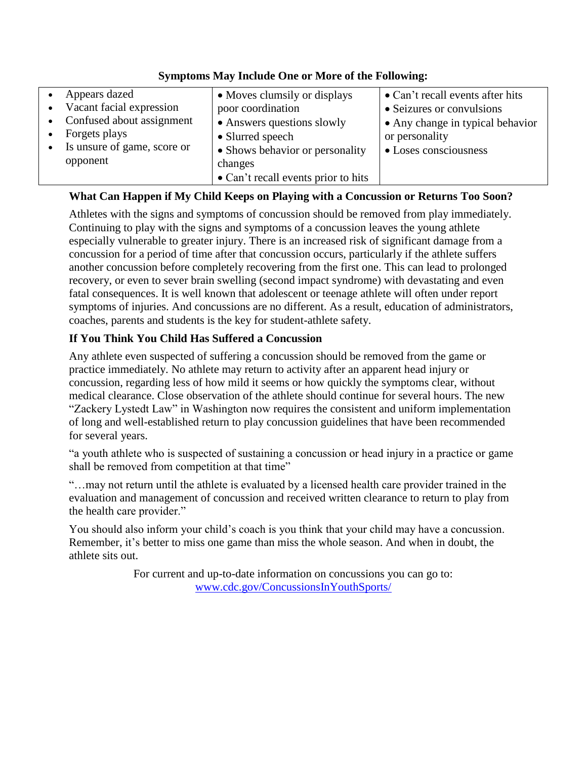**Symptoms May Include One or More of the Following:**

| | | |
|---|---|---|
| • Appears dazed<br>• Vacant facial expression<br>• Confused about assignment<br>• Forgets plays<br>• Is unsure of game, score or opponent | • Moves clumsily or displays poor coordination<br>• Answers questions slowly<br>• Slurred speech<br>• Shows behavior or personality changes<br>• Can't recall events prior to hits | • Can't recall events after hits<br>• Seizures or convulsions<br>• Any change in typical behavior or personality<br>• Loses consciousness |

**What Can Happen if My Child Keeps on Playing with a Concussion or Returns Too Soon?**

Athletes with the signs and symptoms of concussion should be removed from play immediately. Continuing to play with the signs and symptoms of a concussion leaves the young athlete especially vulnerable to greater injury. There is an increased risk of significant damage from a concussion for a period of time after that concussion occurs, particularly if the athlete suffers another concussion before completely recovering from the first one. This can lead to prolonged recovery, or even to sever brain swelling (second impact syndrome) with devastating and even fatal consequences. It is well known that adolescent or teenage athlete will often under report symptoms of injuries. And concussions are no different. As a result, education of administrators, coaches, parents and students is the key for student-athlete safety.

**If You Think You Child Has Suffered a Concussion**

Any athlete even suspected of suffering a concussion should be removed from the game or practice immediately. No athlete may return to activity after an apparent head injury or concussion, regarding less of how mild it seems or how quickly the symptoms clear, without medical clearance. Close observation of the athlete should continue for several hours. The new "Zackery Lystedt Law" in Washington now requires the consistent and uniform implementation of long and well-established return to play concussion guidelines that have been recommended for several years.

"a youth athlete who is suspected of sustaining a concussion or head injury in a practice or game shall be removed from competition at that time"

"…may not return until the athlete is evaluated by a licensed health care provider trained in the evaluation and management of concussion and received written clearance to return to play from the health care provider."

You should also inform your child's coach is you think that your child may have a concussion. Remember, it's better to miss one game than miss the whole season. And when in doubt, the athlete sits out.

For current and up-to-date information on concussions you can go to:
[www.cdc.gov/ConcussionsInYouthSports/](www.cdc.gov/ConcussionsInYouthSports/)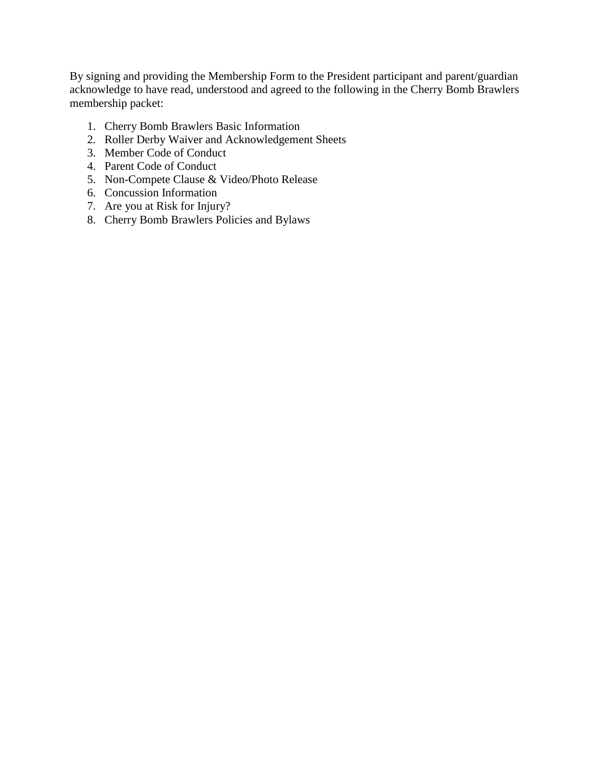By signing and providing the Membership Form to the President participant and parent/guardian acknowledge to have read, understood and agreed to the following in the Cherry Bomb Brawlers membership packet:

1. Cherry Bomb Brawlers Basic Information
2. Roller Derby Waiver and Acknowledgement Sheets
3. Member Code of Conduct
4. Parent Code of Conduct
5. Non-Compete Clause & Video/Photo Release
6. Concussion Information
7. Are you at Risk for Injury?
8. Cherry Bomb Brawlers Policies and Bylaws